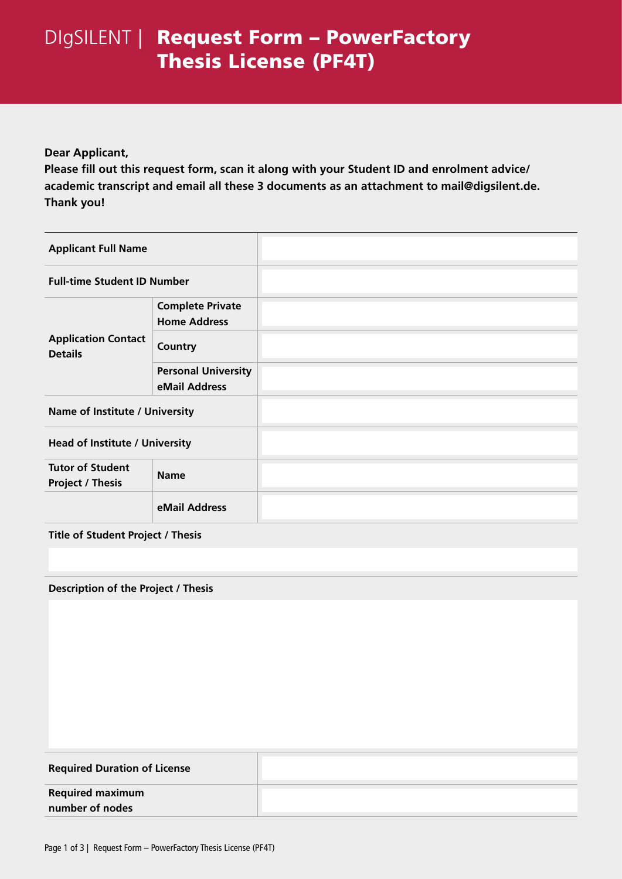# DIgSILENT | Request Form – PowerFactory Thesis License (PF4T)

**Dear Applicant,**
**Please fill out this request form, scan it along with your Student ID and enrolment advice/ academic transcript and email all these 3 documents as an attachment to mail@digsilent.de.**
**Thank you!**

| | | |
|---|---|---|
| **Applicant Full Name** | | |
| **Full-time Student ID Number** | | |
| **Application Contact Details** | **Complete Private Home Address** | |
| | **Country** | |
| | **Personal University eMail Address** | |
| **Name of Institute / University** | | |
| **Head of Institute / University** | | |
| **Tutor of Student Project / Thesis** | **Name** | |
| | **eMail Address** | |

**Title of Student Project / Thesis**

**Description of the Project / Thesis**

| | |
|---|---|
| **Required Duration of License** | |
| **Required maximum number of nodes** | |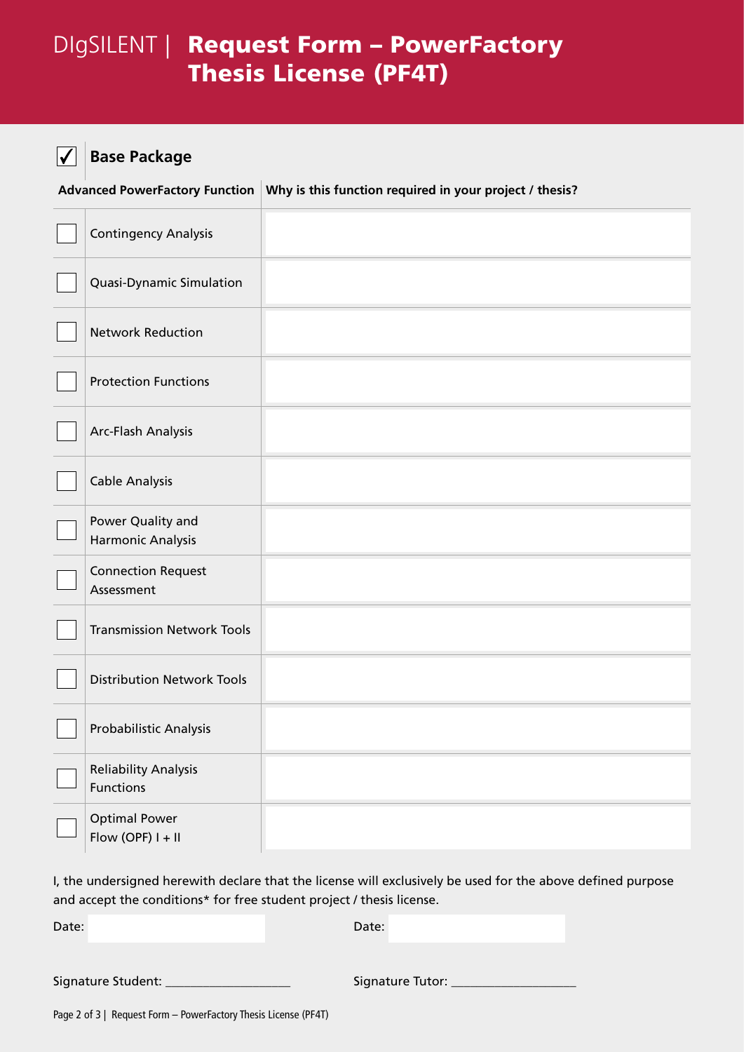# DIgSILENT | Request Form – PowerFactory Thesis License (PF4T)

☑ **Base Package**

| Advanced PowerFactory Function | Why is this function required in your project / thesis? |
| --- | --- |
| ☐ Contingency Analysis | |
| ☐ Quasi-Dynamic Simulation | |
| ☐ Network Reduction | |
| ☐ Protection Functions | |
| ☐ Arc-Flash Analysis | |
| ☐ Cable Analysis | |
| ☐ Power Quality and Harmonic Analysis | |
| ☐ Connection Request Assessment | |
| ☐ Transmission Network Tools | |
| ☐ Distribution Network Tools | |
| ☐ Probabilistic Analysis | |
| ☐ Reliability Analysis Functions | |
| ☐ Optimal Power Flow (OPF) I + II | |

I, the undersigned herewith declare that the license will exclusively be used for the above defined purpose and accept the conditions* for free student project / thesis license.

Date: 

Date: 

Signature Student: ___________________

Signature Tutor: ___________________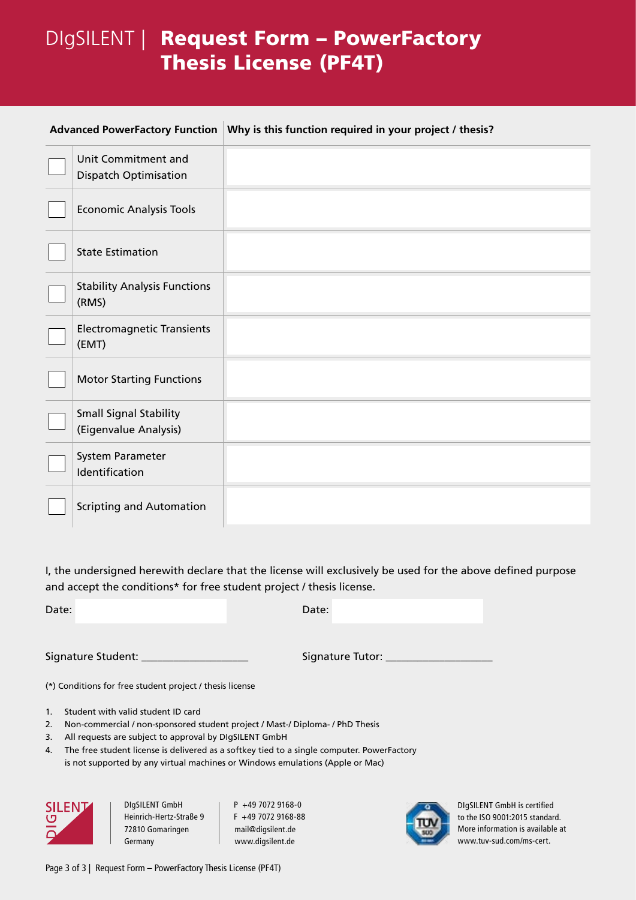# DIgSILENT | Request Form – PowerFactory Thesis License (PF4T)

| | Advanced PowerFactory Function | Why is this function required in your project / thesis? |
|---|---|---|
| ☐ | Unit Commitment and Dispatch Optimisation | |
| ☐ | Economic Analysis Tools | |
| ☐ | State Estimation | |
| ☐ | Stability Analysis Functions (RMS) | |
| ☐ | Electromagnetic Transients (EMT) | |
| ☐ | Motor Starting Functions | |
| ☐ | Small Signal Stability (Eigenvalue Analysis) | |
| ☐ | System Parameter Identification | |
| ☐ | Scripting and Automation | |

I, the undersigned herewith declare that the license will exclusively be used for the above defined purpose and accept the conditions* for free student project / thesis license.

Date: 　　　　　　　　　　　　　　　　 Date:

Signature Student: ___________________ 　　　 Signature Tutor: ___________________

(*) Conditions for free student project / thesis license

1. Student with valid student ID card
2. Non-commercial / non-sponsored student project / Mast-/ Diploma- / PhD Thesis
3. All requests are subject to approval by DIgSILENT GmbH
4. The free student license is delivered as a softkey tied to a single computer. PowerFactory is not supported by any virtual machines or Windows emulations (Apple or Mac)

DIgSILENT GmbH
Heinrich-Hertz-Straße 9
72810 Gomaringen
Germany

P +49 7072 9168-0
F +49 7072 9168-88
mail@digsilent.de
www.digsilent.de

DIgSILENT GmbH is certified to the ISO 9001:2015 standard. More information is available at www.tuv-sud.com/ms-cert.